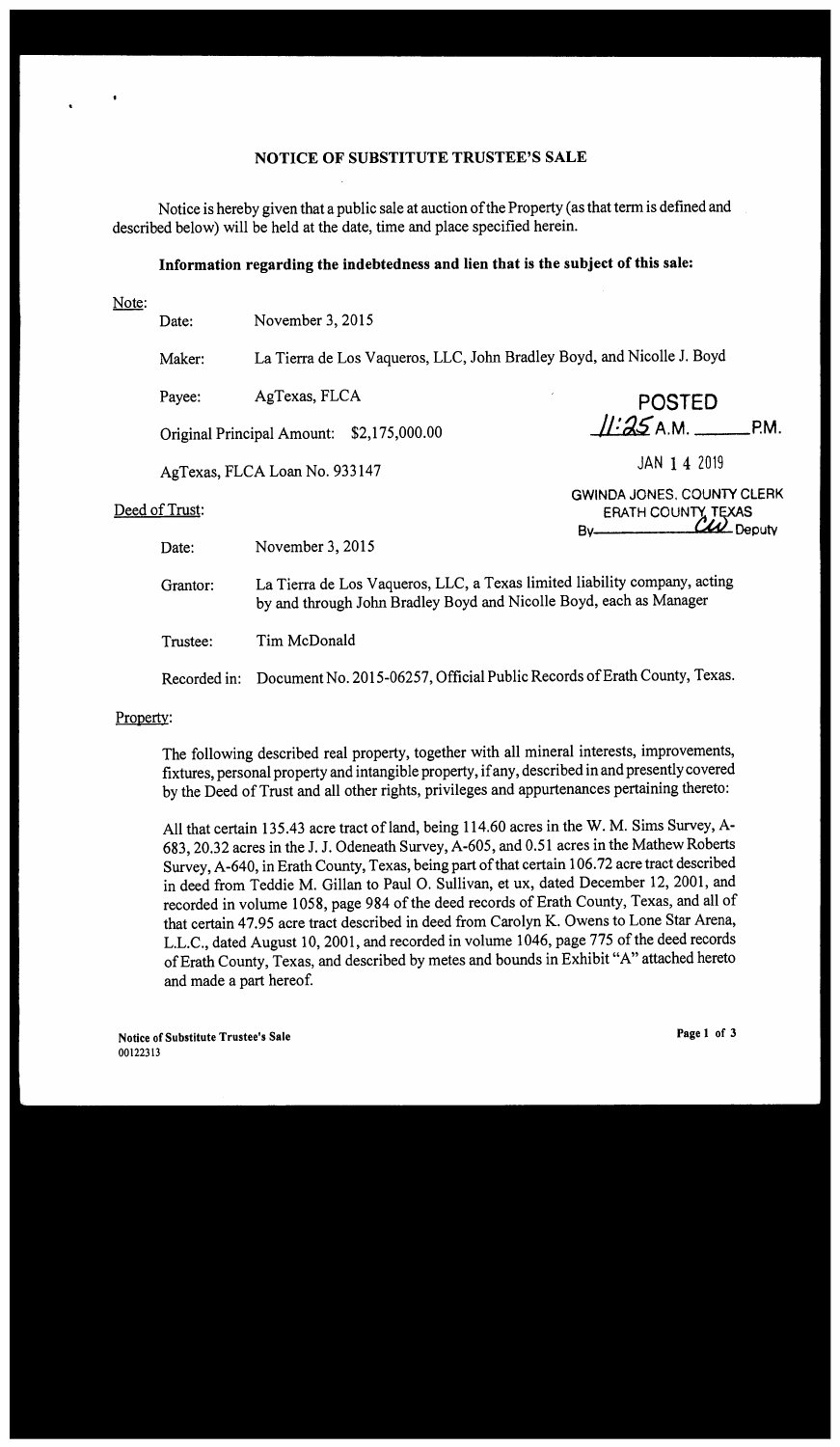# NOTICE OF SUBSTITUTE TRUSTEE'S SALE

Notice is hereby given that a public sale at auction of the Property (as that term is defined and described below) will be held at the date, time and place specified herein.

**Information regarding the indebtedness and lien that is the subject of this sale:**

Note:

Date: November 3, 2015

Maker: La Tierra de Los Vaqueros, LLC, John Bradley Boyd, and Nicolle J. Boyd

Payee: AgTexas, FLCA

Original Principal Amount: $2,175,000.00

AgTexas, FLCA Loan No. 933147

POSTED
11:25 A.M. ______ P.M.
JAN 14 2019
GWINDA JONES, COUNTY CLERK
ERATH COUNTY, TEXAS
By ______ CW ______ Deputy

Deed of Trust:

Date: November 3, 2015

Grantor: La Tierra de Los Vaqueros, LLC, a Texas limited liability company, acting by and through John Bradley Boyd and Nicolle Boyd, each as Manager

Trustee: Tim McDonald

Recorded in: Document No. 2015-06257, Official Public Records of Erath County, Texas.

Property:

The following described real property, together with all mineral interests, improvements, fixtures, personal property and intangible property, if any, described in and presently covered by the Deed of Trust and all other rights, privileges and appurtenances pertaining thereto:

All that certain 135.43 acre tract of land, being 114.60 acres in the W. M. Sims Survey, A-683, 20.32 acres in the J. J. Odeneath Survey, A-605, and 0.51 acres in the Mathew Roberts Survey, A-640, in Erath County, Texas, being part of that certain 106.72 acre tract described in deed from Teddie M. Gillan to Paul O. Sullivan, et ux, dated December 12, 2001, and recorded in volume 1058, page 984 of the deed records of Erath County, Texas, and all of that certain 47.95 acre tract described in deed from Carolyn K. Owens to Lone Star Arena, L.L.C., dated August 10, 2001, and recorded in volume 1046, page 775 of the deed records of Erath County, Texas, and described by metes and bounds in Exhibit "A" attached hereto and made a part hereof.

Notice of Substitute Trustee's Sale
00122313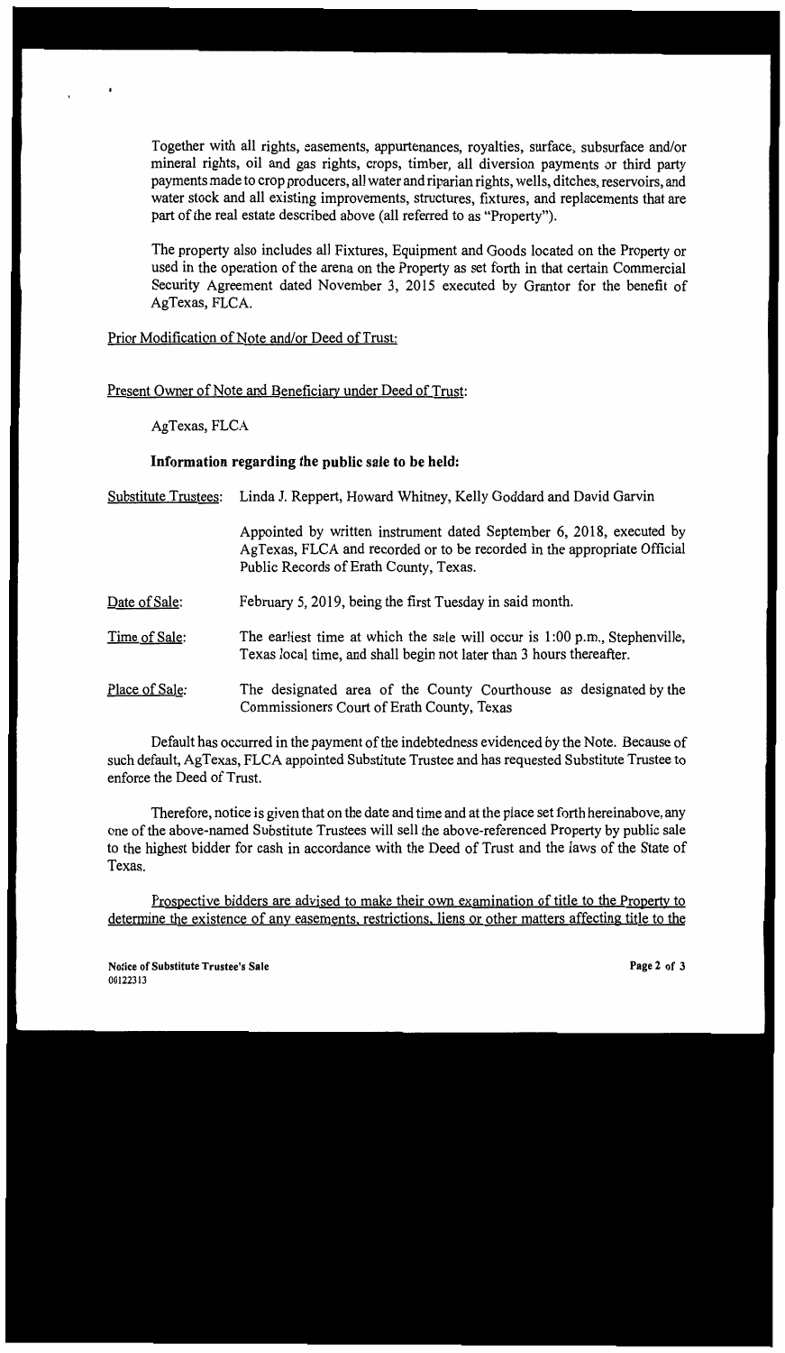Together with all rights, easements, appurtenances, royalties, surface, subsurface and/or mineral rights, oil and gas rights, crops, timber, all diversion payments or third party payments made to crop producers, all water and riparian rights, wells, ditches, reservoirs, and water stock and all existing improvements, structures, fixtures, and replacements that are part of the real estate described above (all referred to as "Property").

The property also includes all Fixtures, Equipment and Goods located on the Property or used in the operation of the arena on the Property as set forth in that certain Commercial Security Agreement dated November 3, 2015 executed by Grantor for the benefit of AgTexas, FLCA.

Prior Modification of Note and/or Deed of Trust:

Present Owner of Note and Beneficiary under Deed of Trust:

AgTexas, FLCA

**Information regarding the public sale to be held:**

Substitute Trustees: Linda J. Reppert, Howard Whitney, Kelly Goddard and David Garvin

Appointed by written instrument dated September 6, 2018, executed by AgTexas, FLCA and recorded or to be recorded in the appropriate Official Public Records of Erath County, Texas.

Date of Sale: February 5, 2019, being the first Tuesday in said month.

Time of Sale: The earliest time at which the sale will occur is 1:00 p.m., Stephenville, Texas local time, and shall begin not later than 3 hours thereafter.

Place of Sale: The designated area of the County Courthouse as designated by the Commissioners Court of Erath County, Texas

Default has occurred in the payment of the indebtedness evidenced by the Note. Because of such default, AgTexas, FLCA appointed Substitute Trustee and has requested Substitute Trustee to enforce the Deed of Trust.

Therefore, notice is given that on the date and time and at the place set forth hereinabove, any one of the above-named Substitute Trustees will sell the above-referenced Property by public sale to the highest bidder for cash in accordance with the Deed of Trust and the laws of the State of Texas.

Prospective bidders are advised to make their own examination of title to the Property to determine the existence of any easements, restrictions, liens or other matters affecting title to the

Notice of Substitute Trustee's Sale
00122313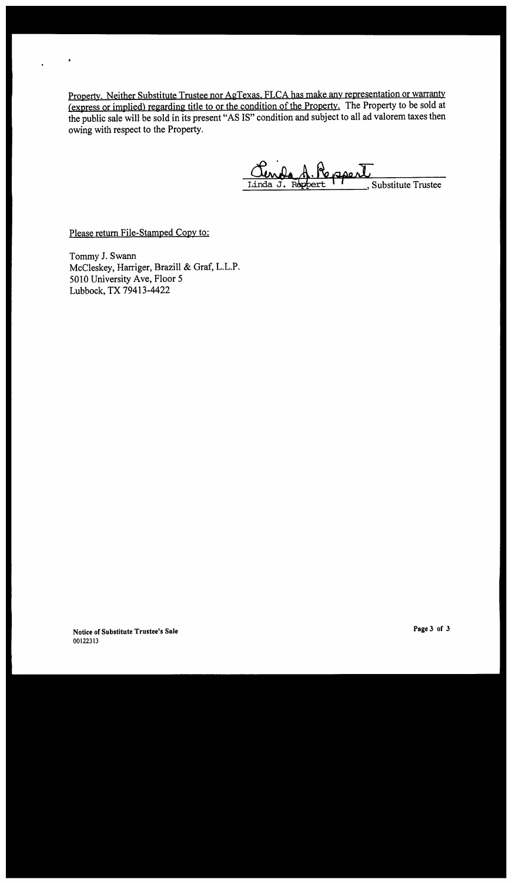Property. Neither Substitute Trustee nor AgTexas, FLCA has make any representation or warranty (express or implied) regarding title to or the condition of the Property. The Property to be sold at the public sale will be sold in its present "AS IS" condition and subject to all ad valorem taxes then owing with respect to the Property.

Linda J. Reppert, Substitute Trustee

Please return File-Stamped Copy to:

Tommy J. Swann
McCleskey, Harriger, Brazill & Graf, L.L.P.
5010 University Ave, Floor 5
Lubbock, TX 79413-4422

**Notice of Substitute Trustee's Sale**
**00122313**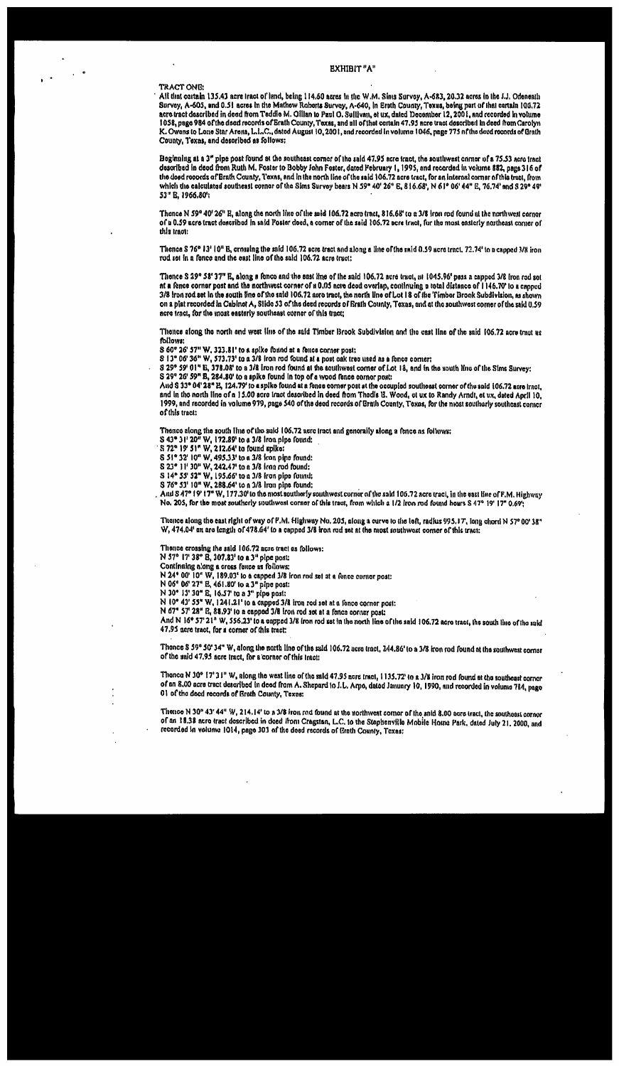# EXHIBIT "A"

TRACT ONE:

All that certain 135.43 acre tract of land, being 114.60 acres in the W.M. Sims Survey, A-683, 20.32 acres in the J.J. Odenenth Survey, A-605, and 0.51 acres in the Mathew Roberts Survey, A-640, in Erath County, Texas, being part of that certain 106.72 acre tract described in deed from Teddie M. Gillan to Paul O. Sullivan, et ux, dated December 12, 2001, and recorded in volume 1058, page 984 of the deed records of Erath County, Texas, and all of that certain 47.95 acre tract described in deed from Carolyn K. Owens to Lone Star Arena, L.L.C., dated August 10, 2001, and recorded in volume 1046, page 775 of the deed records of Erath County, Texas, and described as follows:

Beginning at a 3" pipe post found at the southeast corner of the said 47.95 acre tract, the southwest corner of a 75.53 acre tract described in deed from Ruth M. Foster to Bobby John Foster, dated February 1, 1995, and recorded in volume 882, page 316 of the deed records of Erath County, Texas, and in the north line of the said 106.72 acre tract, for an internal corner of this tract, from which the calculated southeast corner of the Sims Survey bears N 59° 40' 26" E, 816.68', N 61° 06' 44" E, 76.74' and S 29° 49' 53" E, 1966.80';

Thence N 59° 40' 26" E, along the north line of the said 106.72 acre tract, 816.68' to a 3/8 iron rod found at the northwest corner of a 0.59 acre tract described in said Foster deed, a corner of the said 106.72 acre tract, for the most easterly northeast corner of this tract;

Thence S 76° 13' 10" E, crossing the said 106.72 acre tract and along a line of the said 0.59 acre tract, 72.74' to a capped 3/8 iron rod set in a fence and the east line of the said 106.72 acre tract;

Thence S 29° 58' 37" E, along a fence and the east line of the said 106.72 acre tract, at 1045.96' pass a capped 3/8 iron rod set at a fence corner post and the northwest corner of a 0.05 acre deed overlap, continuing a total distance of 1146.70' to a capped 3/8 iron rod set in the south line of the said 106.72 acre tract, the north line of Lot 18 of the Timber Brook Subdivision, as shown on a plat recorded in Cabinet A, Slide 53 of the deed records of Erath County, Texas, and at the southwest corner of the said 0.59 acre tract, for the most easterly southeast corner of this tract;

Thence along the north and west line of the said Timber Brook Subdivision and the east line of the said 106.72 acre tract as follows:

S 60° 26' 57" W, 323.81' to a spike found at a fence corner post;
S 13° 06' 36" W, 573.73' to a 3/8 iron rod found at a post oak tree used as a fence corner;
S 29° 59' 01" E, 378.08' to a 3/8 iron rod found at the southwest corner of Lot 18, and in the south line of the Sims Survey;
S 29° 26' 59" E, 284.80' to a spike found in top of a wood fence corner post;
And S 33° 04' 28" E, 124.79' to a spike found at a fence corner post at the occupied southeast corner of the said 106.72 acre tract, and in the north line of a 15.00 acre tract described in deed from Thedis B. Wood, et ux to Randy Arndt, et ux, dated April 10, 1999, and recorded in volume 979, page 540 of the deed records of Erath County, Texas, for the most southerly southeast corner of this tract;

Thence along the south line of the said 106.72 acre tract and generally along a fence as follows:

S 43° 31' 20" W, 172.89' to a 3/8 iron pipe found;
S 72° 19' 51" W, 212.64' to found spike;
S 51° 32' 10" W, 495.53' to a 3/8 iron pipe found;
S 23° 11' 30" W, 242.47' to a 3/8 iron rod found;
S 14° 55' 52" W, 195.66' to a 3/8 iron pipe found;
S 76° 53' 10" W, 288.64' to a 3/8 iron pipe found;
And S 47° 19' 17" W, 177.30' to the most southerly southwest corner of the said 106.72 acre tract, in the east line of F.M. Highway No. 205, for the most southerly southwest corner of this tract, from which a 1/2 iron rod found bears S 47° 19' 17" 0.69';

Thence along the east right of way of F.M. Highway No. 205, along a curve to the left, radius 995.17', long chord N 57° 00' 38" W, 474.04' an arc length of 478.64' to a capped 3/8 iron rod set at the most southwest corner of this tract;

Thence crossing the said 106.72 acre tract as follows:

N 57° 17' 38" E, 307.83' to a 3" pipe post;
Continuing along a cross fence as follows:
N 24° 00' 10" W, 189.03' to a capped 3/8 iron rod set at a fence corner post;
N 06° 06' 27" E, 461.80' to a 3" pipe post;
N 30° 13' 30" E, 16.57' to a 3" pipe post;
N 10° 43' 55" W, 1241.21' to a capped 3/8 iron rod set at a fence corner post;
N 67° 57' 28" E, 88.93' to a capped 3/8 iron rod set at a fence corner post;
And N 16° 57' 21" W, 556.23' to a capped 3/8 iron rod set in the north line of the said 106.72 acre tract, the south line of the said 47.95 acre tract, for a corner of this tract;

Thence S 59° 50' 34" W, along the north line of the said 106.72 acre tract, 244.86' to a 3/8 iron rod found at the southwest corner of the said 47.95 acre tract, for a corner of this tract;

Thence N 30° 17' 31" W, along the west line of the said 47.95 acre tract, 1135.72' to a 3/8 iron rod found at the southeast corner of an 8.00 acre tract described in deed from A. Shepard to J.L. Arpo, dated January 10, 1990, and recorded in volume 784, page 01 of the deed records of Erath County, Texas;

Thence N 30° 43' 44" W, 214.14' to a 3/8 iron rod found at the northwest corner of the said 8.00 acre tract, the southeast corner of an 18.38 acre tract described in deed from Cragstan, L.C., to the Stephenville Mobile Home Park, dated July 21, 2000, and recorded in volume 1014, page 303 of the deed records of Erath County, Texas;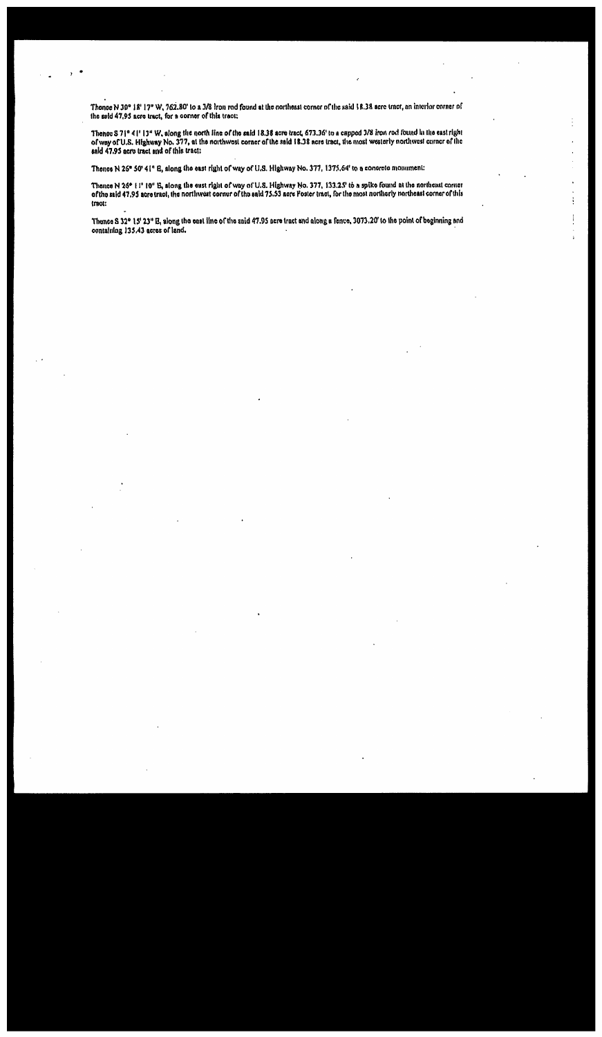Thence N 30° 18' 17" W, 762.80' to a 3/8 iron rod found at the northeast corner of the said 18.38 acre tract, an interior corner of the said 47.95 acre tract, for a corner of this tract;

Thence S 71° 41' 13" W, along the north line of the said 18.38 acre tract, 673.36' to a capped 3/8 iron rod found in the east right of way of U.S. Highway No. 377, at the northwest corner of the said 18.38 acre tract, the most westerly northwest corner of the said 47.95 acre tract and of this tract;

Thence N 26° 50' 41" E, along the east right of way of U.S. Highway No. 377, 1375.64' to a concrete monument;

Thence N 26° 11' 10" E, along the east right of way of U.S. Highway No. 377, 133.25' to a spike found at the northeast corner of the said 47.95 acre tract, the northwest corner of the said 75.53 acre Foster tract, for the most northerly northeast corner of this tract;

Thence S 32° 15' 23" E, along the east line of the said 47.95 acre tract and along a fence, 3073.20' to the point of beginning and containing 135.43 acres of land.